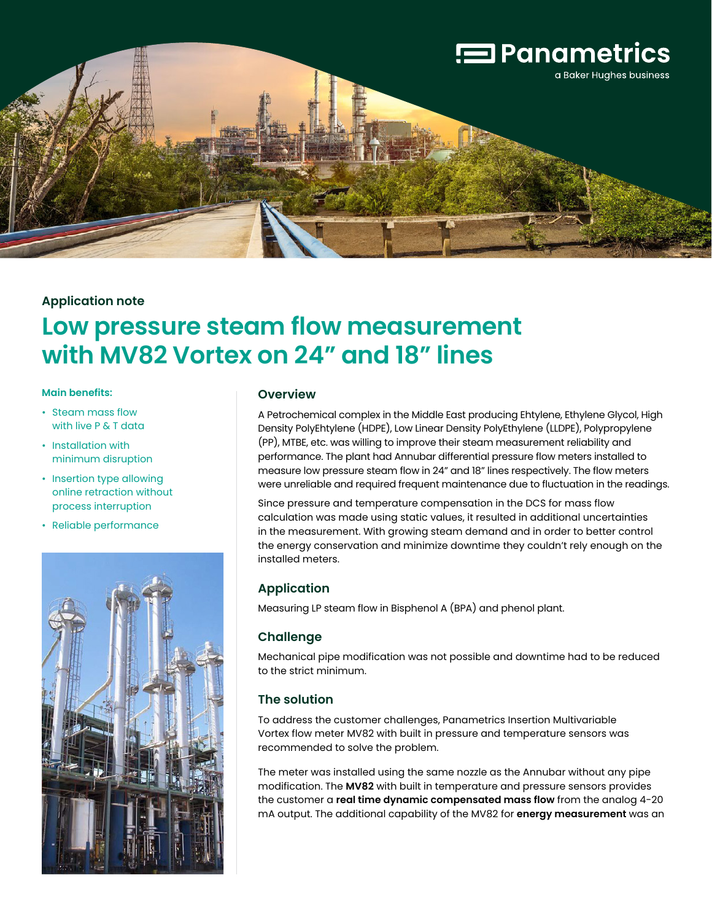Panametrics
a Baker Hughes business

Application note

# Low pressure steam flow measurement with MV82 Vortex on 24" and 18" lines

**Main benefits:**

- Steam mass flow with live P & T data
- Installation with minimum disruption
- Insertion type allowing online retraction without process interruption
- Reliable performance

## Overview

A Petrochemical complex in the Middle East producing Ehtylene, Ethylene Glycol, High Density PolyEhtylene (HDPE), Low Linear Density PolyEthylene (LLDPE), Polypropylene (PP), MTBE, etc. was willing to improve their steam measurement reliability and performance. The plant had Annubar differential pressure flow meters installed to measure low pressure steam flow in 24" and 18" lines respectively. The flow meters were unreliable and required frequent maintenance due to fluctuation in the readings.

Since pressure and temperature compensation in the DCS for mass flow calculation was made using static values, it resulted in additional uncertainties in the measurement. With growing steam demand and in order to better control the energy conservation and minimize downtime they couldn't rely enough on the installed meters.

## Application

Measuring LP steam flow in Bisphenol A (BPA) and phenol plant.

## Challenge

Mechanical pipe modification was not possible and downtime had to be reduced to the strict minimum.

## The solution

To address the customer challenges, Panametrics Insertion Multivariable Vortex flow meter MV82 with built in pressure and temperature sensors was recommended to solve the problem.

The meter was installed using the same nozzle as the Annubar without any pipe modification. The **MV82** with built in temperature and pressure sensors provides the customer a **real time dynamic compensated mass flow** from the analog 4-20 mA output. The additional capability of the MV82 for **energy measurement** was an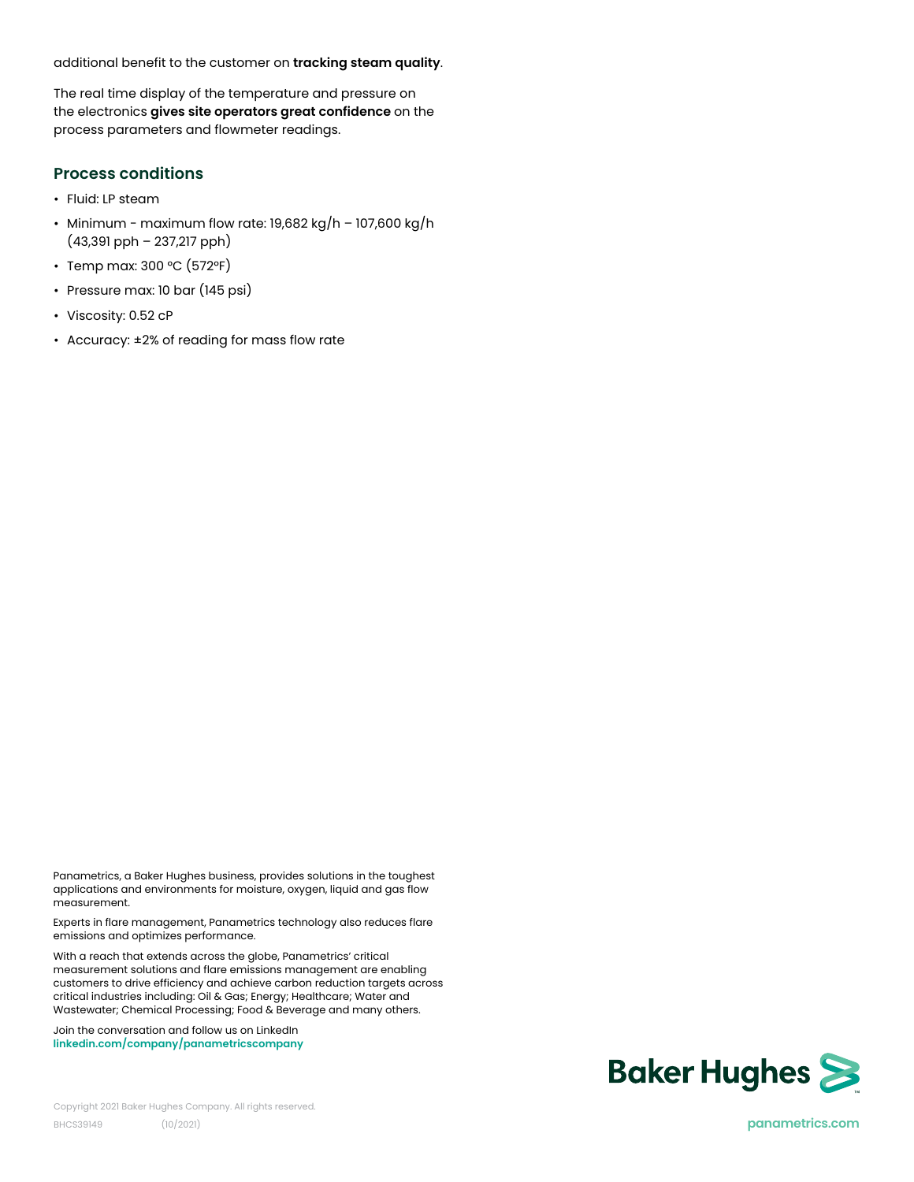additional benefit to the customer on **tracking steam quality**.

The real time display of the temperature and pressure on the electronics **gives site operators great confidence** on the process parameters and flowmeter readings.

## Process conditions

- Fluid: LP steam
- Minimum - maximum flow rate: 19,682 kg/h – 107,600 kg/h (43,391 pph – 237,217 pph)
- Temp max: 300 ºC (572ºF)
- Pressure max: 10 bar (145 psi)
- Viscosity: 0.52 cP
- Accuracy: ±2% of reading for mass flow rate

Panametrics, a Baker Hughes business, provides solutions in the toughest applications and environments for moisture, oxygen, liquid and gas flow measurement.

Experts in flare management, Panametrics technology also reduces flare emissions and optimizes performance.

With a reach that extends across the globe, Panametrics' critical measurement solutions and flare emissions management are enabling customers to drive efficiency and achieve carbon reduction targets across critical industries including: Oil & Gas; Energy; Healthcare; Water and Wastewater; Chemical Processing; Food & Beverage and many others.

Join the conversation and follow us on LinkedIn
**linkedin.com/company/panametricscompany**

Baker Hughes

Copyright 2021 Baker Hughes Company. All rights reserved.

BHCS39149 (10/2021)

panametrics.com